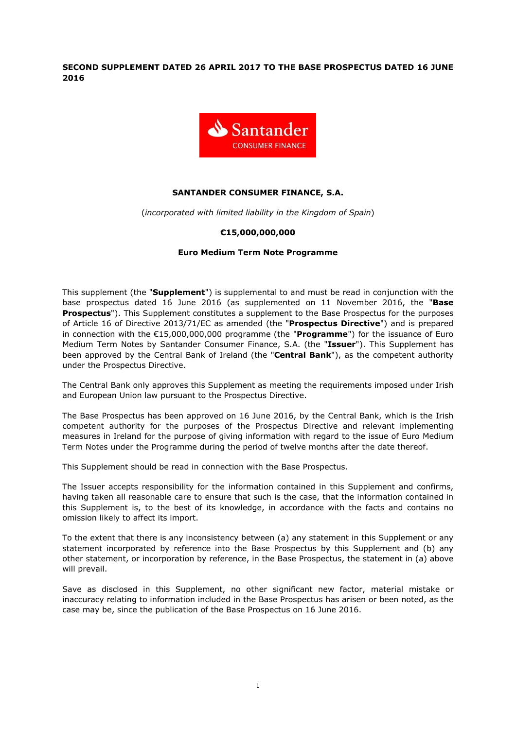**SECOND SUPPLEMENT DATED 26 APRIL 2017 TO THE BASE PROSPECTUS DATED 16 JUNE 2016**

**SANTANDER CONSUMER FINANCE, S.A.**

(*incorporated with limited liability in the Kingdom of Spain*)

**€15,000,000,000**

**Euro Medium Term Note Programme**

This supplement (the "**Supplement**") is supplemental to and must be read in conjunction with the base prospectus dated 16 June 2016 (as supplemented on 11 November 2016, the "**Base Prospectus**"). This Supplement constitutes a supplement to the Base Prospectus for the purposes of Article 16 of Directive 2013/71/EC as amended (the "**Prospectus Directive**") and is prepared in connection with the €15,000,000,000 programme (the "**Programme**") for the issuance of Euro Medium Term Notes by Santander Consumer Finance, S.A. (the "**Issuer**"). This Supplement has been approved by the Central Bank of Ireland (the "**Central Bank**"), as the competent authority under the Prospectus Directive.

The Central Bank only approves this Supplement as meeting the requirements imposed under Irish and European Union law pursuant to the Prospectus Directive.

The Base Prospectus has been approved on 16 June 2016, by the Central Bank, which is the Irish competent authority for the purposes of the Prospectus Directive and relevant implementing measures in Ireland for the purpose of giving information with regard to the issue of Euro Medium Term Notes under the Programme during the period of twelve months after the date thereof.

This Supplement should be read in connection with the Base Prospectus.

The Issuer accepts responsibility for the information contained in this Supplement and confirms, having taken all reasonable care to ensure that such is the case, that the information contained in this Supplement is, to the best of its knowledge, in accordance with the facts and contains no omission likely to affect its import.

To the extent that there is any inconsistency between (a) any statement in this Supplement or any statement incorporated by reference into the Base Prospectus by this Supplement and (b) any other statement, or incorporation by reference, in the Base Prospectus, the statement in (a) above will prevail.

Save as disclosed in this Supplement, no other significant new factor, material mistake or inaccuracy relating to information included in the Base Prospectus has arisen or been noted, as the case may be, since the publication of the Base Prospectus on 16 June 2016.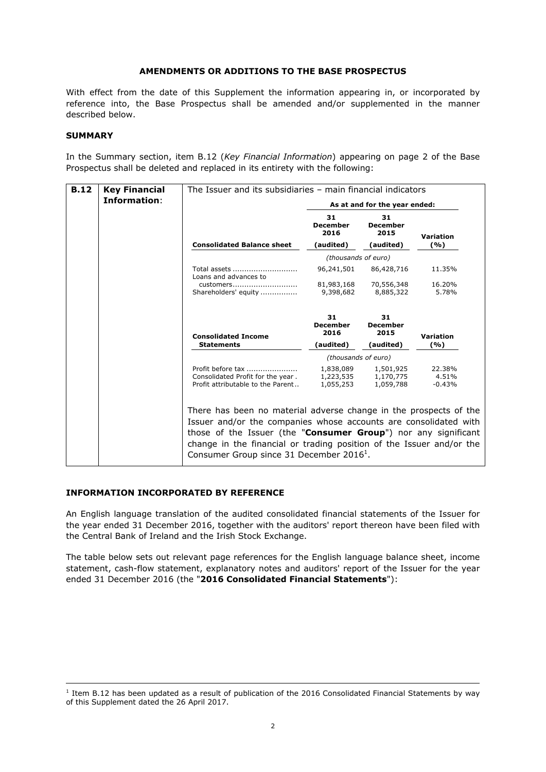**AMENDMENTS OR ADDITIONS TO THE BASE PROSPECTUS**

With effect from the date of this Supplement the information appearing in, or incorporated by reference into, the Base Prospectus shall be amended and/or supplemented in the manner described below.

**SUMMARY**

In the Summary section, item B.12 (*Key Financial Information*) appearing on page 2 of the Base Prospectus shall be deleted and replaced in its entirety with the following:

| **B.12** | **Key Financial Information**: | The Issuer and its subsidiaries – main financial indicators | | | |
|---|---|---|---|---|---|
| | | | **As at and for the year ended:** | | |
| | | **Consolidated Balance sheet** | **31 December 2016 (audited)** | **31 December 2015 (audited)** | **Variation (%)** |
| | | | *(thousands of euro)* | | |
| | | Total assets ............................ | 96,241,501 | 86,428,716 | 11.35% |
| | | Loans and advances to customers............................ | 81,983,168 | 70,556,348 | 16.20% |
| | | Shareholders' equity ................ | 9,398,682 | 8,885,322 | 5.78% |
| | | **Consolidated Income Statements** | **31 December 2016 (audited)** | **31 December 2015 (audited)** | **Variation (%)** |
| | | | *(thousands of euro)* | | |
| | | Profit before tax ...................... | 1,838,089 | 1,501,925 | 22.38% |
| | | Consolidated Profit for the year . | 1,223,535 | 1,170,775 | 4.51% |
| | | Profit attributable to the Parent.. | 1,055,253 | 1,059,788 | -0.43% |
| | | There has been no material adverse change in the prospects of the Issuer and/or the companies whose accounts are consolidated with those of the Issuer (the "**Consumer Group**") nor any significant change in the financial or trading position of the Issuer and/or the Consumer Group since 31 December 2016[1]. | | | |

**INFORMATION INCORPORATED BY REFERENCE**

An English language translation of the audited consolidated financial statements of the Issuer for the year ended 31 December 2016, together with the auditors' report thereon have been filed with the Central Bank of Ireland and the Irish Stock Exchange.

The table below sets out relevant page references for the English language balance sheet, income statement, cash-flow statement, explanatory notes and auditors' report of the Issuer for the year ended 31 December 2016 (the "**2016 Consolidated Financial Statements**"):

[1] Item B.12 has been updated as a result of publication of the 2016 Consolidated Financial Statements by way of this Supplement dated the 26 April 2017.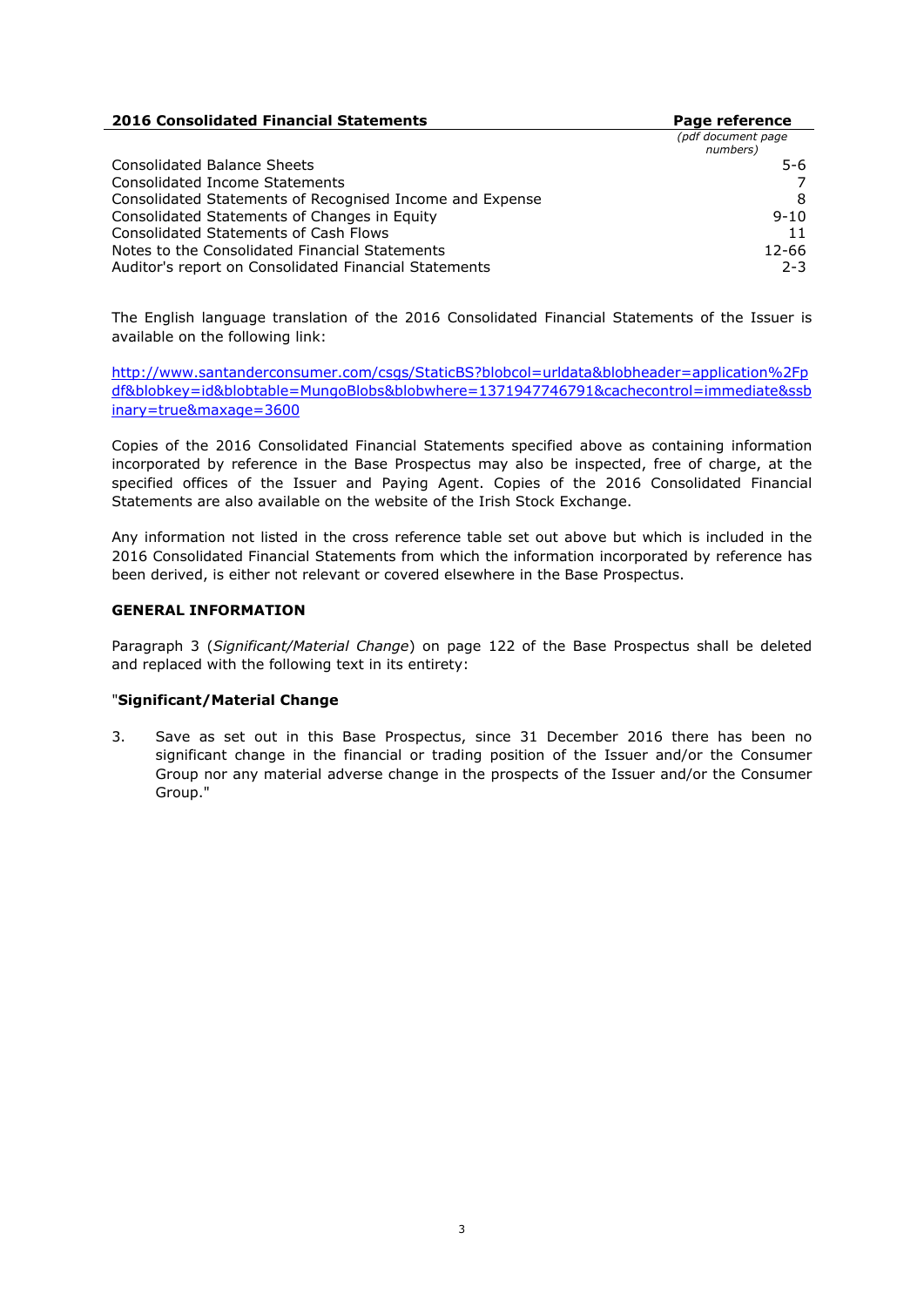| 2016 Consolidated Financial Statements | Page reference *(pdf document page numbers)* |
|---|---|
| Consolidated Balance Sheets | 5-6 |
| Consolidated Income Statements | 7 |
| Consolidated Statements of Recognised Income and Expense | 8 |
| Consolidated Statements of Changes in Equity | 9-10 |
| Consolidated Statements of Cash Flows | 11 |
| Notes to the Consolidated Financial Statements | 12-66 |
| Auditor's report on Consolidated Financial Statements | 2-3 |

The English language translation of the 2016 Consolidated Financial Statements of the Issuer is available on the following link:

http://www.santanderconsumer.com/csgs/StaticBS?blobcol=urldata&blobheader=application%2Fpdf&blobkey=id&blobtable=MungoBlobs&blobwhere=1371947746791&cachecontrol=immediate&ssbinary=true&maxage=3600

Copies of the 2016 Consolidated Financial Statements specified above as containing information incorporated by reference in the Base Prospectus may also be inspected, free of charge, at the specified offices of the Issuer and Paying Agent. Copies of the 2016 Consolidated Financial Statements are also available on the website of the Irish Stock Exchange.

Any information not listed in the cross reference table set out above but which is included in the 2016 Consolidated Financial Statements from which the information incorporated by reference has been derived, is either not relevant or covered elsewhere in the Base Prospectus.

## GENERAL INFORMATION

Paragraph 3 (*Significant/Material Change*) on page 122 of the Base Prospectus shall be deleted and replaced with the following text in its entirety:

"**Significant/Material Change**

3. Save as set out in this Base Prospectus, since 31 December 2016 there has been no significant change in the financial or trading position of the Issuer and/or the Consumer Group nor any material adverse change in the prospects of the Issuer and/or the Consumer Group."